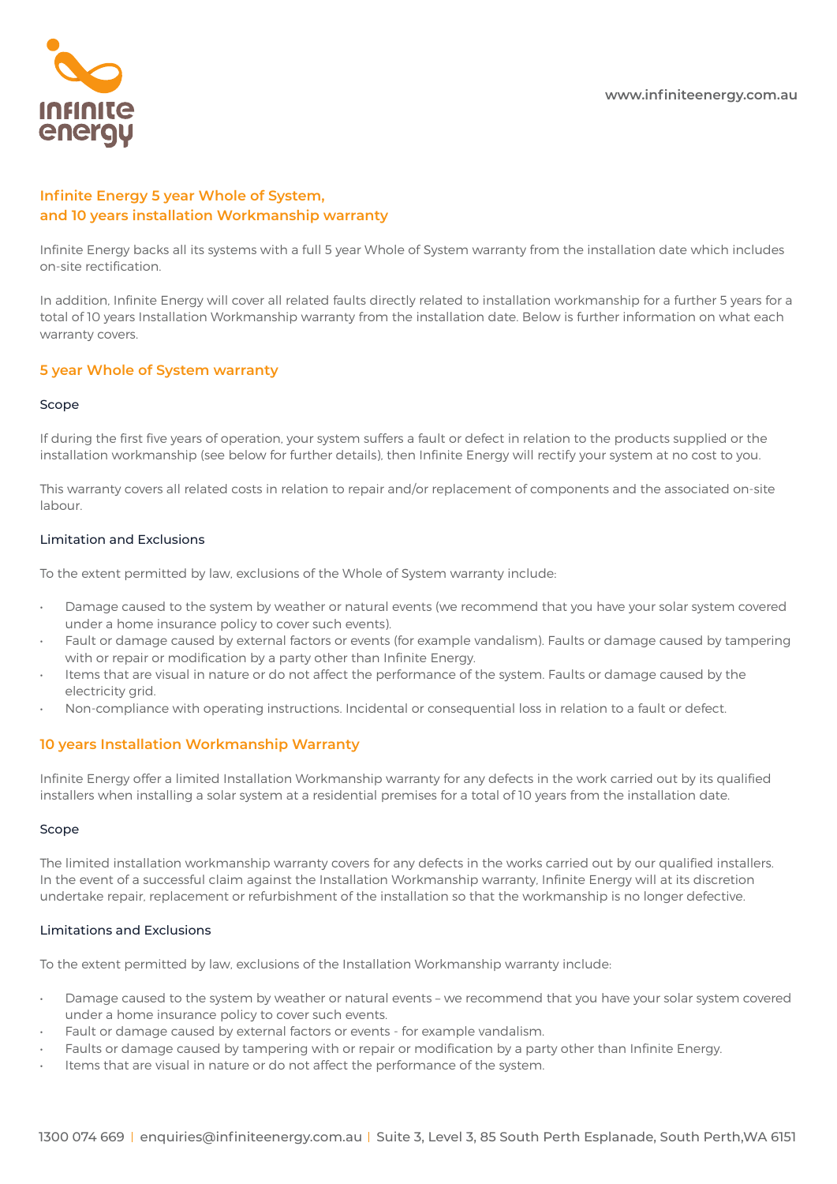# Infinite Energy 5 year Whole of System, and 10 years installation Workmanship warranty

Infinite Energy backs all its systems with a full 5 year Whole of System warranty from the installation date which includes on-site rectification.

In addition, Infinite Energy will cover all related faults directly related to installation workmanship for a further 5 years for a total of 10 years Installation Workmanship warranty from the installation date. Below is further information on what each warranty covers.

## 5 year Whole of System warranty

### Scope

If during the first five years of operation, your system suffers a fault or defect in relation to the products supplied or the installation workmanship (see below for further details), then Infinite Energy will rectify your system at no cost to you.

This warranty covers all related costs in relation to repair and/or replacement of components and the associated on-site labour.

### Limitation and Exclusions

To the extent permitted by law, exclusions of the Whole of System warranty include:

- Damage caused to the system by weather or natural events (we recommend that you have your solar system covered under a home insurance policy to cover such events).
- Fault or damage caused by external factors or events (for example vandalism). Faults or damage caused by tampering with or repair or modification by a party other than Infinite Energy.
- Items that are visual in nature or do not affect the performance of the system. Faults or damage caused by the electricity grid.
- Non-compliance with operating instructions. Incidental or consequential loss in relation to a fault or defect.

## 10 years Installation Workmanship Warranty

Infinite Energy offer a limited Installation Workmanship warranty for any defects in the work carried out by its qualified installers when installing a solar system at a residential premises for a total of 10 years from the installation date.

### Scope

The limited installation workmanship warranty covers for any defects in the works carried out by our qualified installers. In the event of a successful claim against the Installation Workmanship warranty, Infinite Energy will at its discretion undertake repair, replacement or refurbishment of the installation so that the workmanship is no longer defective.

### Limitations and Exclusions

To the extent permitted by law, exclusions of the Installation Workmanship warranty include:

- Damage caused to the system by weather or natural events – we recommend that you have your solar system covered under a home insurance policy to cover such events.
- Fault or damage caused by external factors or events - for example vandalism.
- Faults or damage caused by tampering with or repair or modification by a party other than Infinite Energy.
- Items that are visual in nature or do not affect the performance of the system.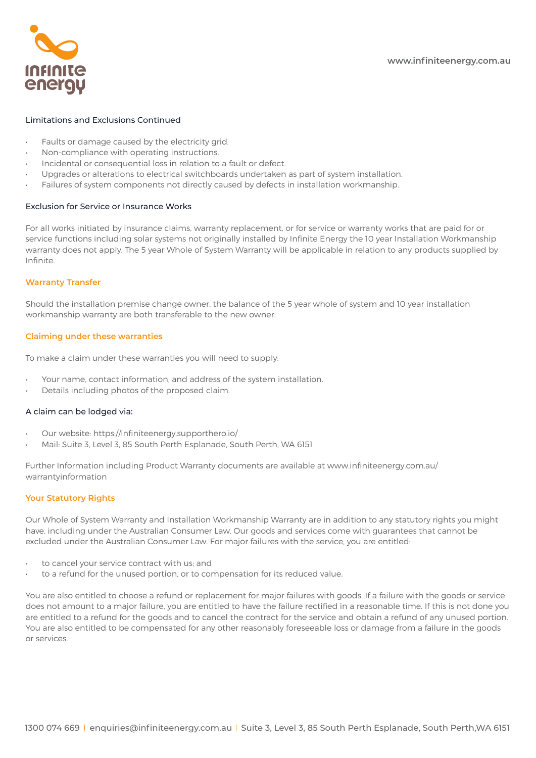Limitations and Exclusions Continued

- Faults or damage caused by the electricity grid.
- Non-compliance with operating instructions.
- Incidental or consequential loss in relation to a fault or defect.
- Upgrades or alterations to electrical switchboards undertaken as part of system installation.
- Failures of system components not directly caused by defects in installation workmanship.

Exclusion for Service or Insurance Works

For all works initiated by insurance claims, warranty replacement, or for service or warranty works that are paid for or service functions including solar systems not originally installed by Infinite Energy the 10 year Installation Workmanship warranty does not apply. The 5 year Whole of System Warranty will be applicable in relation to any products supplied by Infinite.

## Warranty Transfer

Should the installation premise change owner, the balance of the 5 year whole of system and 10 year installation workmanship warranty are both transferable to the new owner.

## Claiming under these warranties

To make a claim under these warranties you will need to supply:

- Your name, contact information, and address of the system installation.
- Details including photos of the proposed claim.

A claim can be lodged via:

- Our website: https://infiniteenergy.supporthero.io/
- Mail: Suite 3, Level 3, 85 South Perth Esplanade, South Perth, WA 6151

Further Information including Product Warranty documents are available at www.infiniteenergy.com.au/warrantyinformation

## Your Statutory Rights

Our Whole of System Warranty and Installation Workmanship Warranty are in addition to any statutory rights you might have, including under the Australian Consumer Law. Our goods and services come with guarantees that cannot be excluded under the Australian Consumer Law. For major failures with the service, you are entitled:

- to cancel your service contract with us; and
- to a refund for the unused portion, or to compensation for its reduced value.

You are also entitled to choose a refund or replacement for major failures with goods. If a failure with the goods or service does not amount to a major failure, you are entitled to have the failure rectified in a reasonable time. If this is not done you are entitled to a refund for the goods and to cancel the contract for the service and obtain a refund of any unused portion. You are also entitled to be compensated for any other reasonably foreseeable loss or damage from a failure in the goods or services.